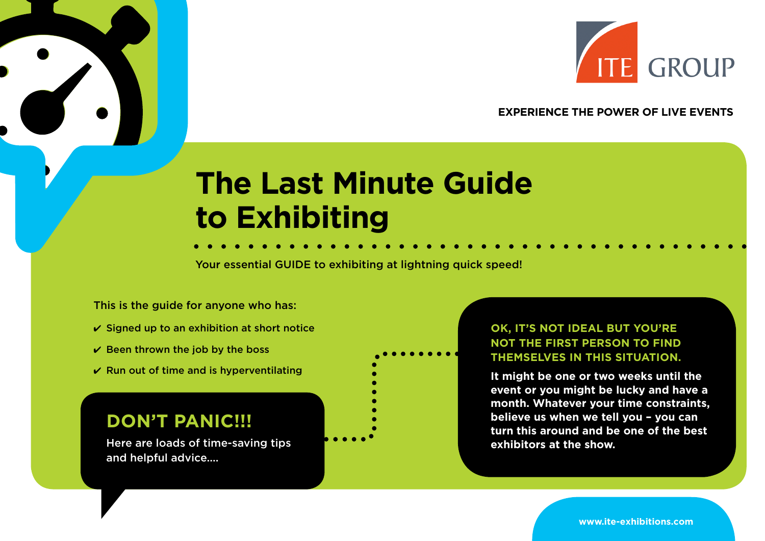ITE GROUP

EXPERIENCE THE POWER OF LIVE EVENTS

# The Last Minute Guide to Exhibiting

Your essential GUIDE to exhibiting at lightning quick speed!

This is the guide for anyone who has:

- ✔ Signed up to an exhibition at short notice
- ✔ Been thrown the job by the boss
- ✔ Run out of time and is hyperventilating

## DON'T PANIC!!!

Here are loads of time-saving tips and helpful advice....

**OK, IT'S NOT IDEAL BUT YOU'RE NOT THE FIRST PERSON TO FIND THEMSELVES IN THIS SITUATION.**

**It might be one or two weeks until the event or you might be lucky and have a month. Whatever your time constraints, believe us when we tell you – you can turn this around and be one of the best exhibitors at the show.**

www.ite-exhibitions.com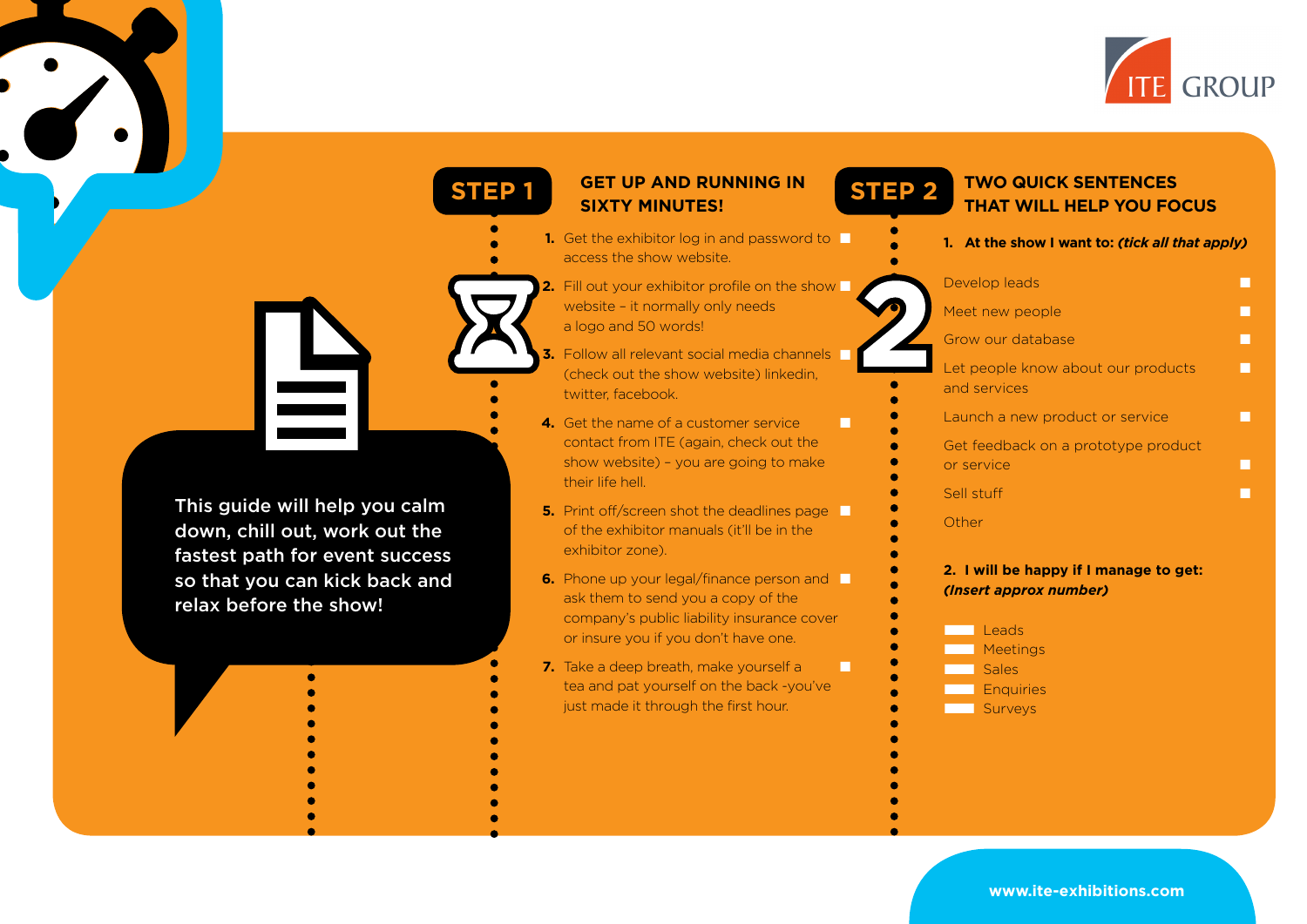This guide will help you calm down, chill out, work out the fastest path for event success so that you can kick back and relax before the show!

## STEP 1 — GET UP AND RUNNING IN SIXTY MINUTES!

1. Get the exhibitor log in and password to access the show website. ☐
2. Fill out your exhibitor profile on the show website – it normally only needs a logo and 50 words! ☐
3. Follow all relevant social media channels (check out the show website) linkedin, twitter, facebook. ☐
4. Get the name of a customer service contact from ITE (again, check out the show website) – you are going to make their life hell. ☐
5. Print off/screen shot the deadlines page of the exhibitor manuals (it'll be in the exhibitor zone). ☐
6. Phone up your legal/finance person and ask them to send you a copy of the company's public liability insurance cover or insure you if you don't have one. ☐
7. Take a deep breath, make yourself a tea and pat yourself on the back -you've just made it through the first hour. ☐

## STEP 2 — TWO QUICK SENTENCES THAT WILL HELP YOU FOCUS

**1. At the show I want to:** ***(tick all that apply)***

- Develop leads ☐
- Meet new people ☐
- Grow our database ☐
- Let people know about our products and services ☐
- Launch a new product or service ☐
- Get feedback on a prototype product or service ☐
- Sell stuff ☐
- Other

**2. I will be happy if I manage to get:** ***(Insert approx number)***

- ____ Leads
- ____ Meetings
- ____ Sales
- ____ Enquiries
- ____ Surveys

www.ite-exhibitions.com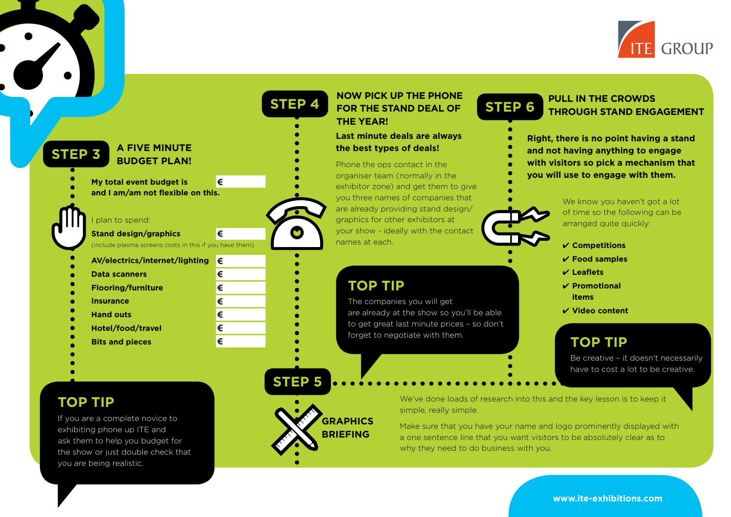## STEP 3 — A FIVE MINUTE BUDGET PLAN!

| | |
|---|---|
| **My total event budget is** **and I am/am not flexible on this.** | € |

I plan to spend:

| | |
|---|---|
| **Stand design/graphics** (include plasma screens costs in this if you have them) | € |
| **AV/electrics/internet/lighting** | € |
| **Data scanners** | € |
| **Flooring/furniture** | € |
| **Insurance** | € |
| **Hand outs** | € |
| **Hotel/food/travel** | € |
| **Bits and pieces** | € |

### TOP TIP

If you are a complete novice to exhibiting phone up ITE and ask them to help you budget for the show or just double check that you are being realistic.

## STEP 4 — NOW PICK UP THE PHONE FOR THE STAND DEAL OF THE YEAR!

**Last minute deals are always the best types of deals!**

Phone the ops contact in the organiser team (normally in the exhibitor zone) and get them to give you three names of companies that are already providing stand design/graphics for other exhibitors at your show - ideally with the contact names at each.

### TOP TIP

The companies you will get are already at the show so you'll be able to get great last minute prices – so don't forget to negotiate with them.

## STEP 5 — GRAPHICS BRIEFING

We've done loads of research into this and the key lesson is to keep it simple, really simple.

Make sure that you have your name and logo prominently displayed with a one sentence line that you want visitors to be absolutely clear as to why they need to do business with you.

## STEP 6 — PULL IN THE CROWDS THROUGH STAND ENGAGEMENT

**Right, there is no point having a stand and not having anything to engage with visitors so pick a mechanism that you will use to engage with them.**

We know you haven't got a lot of time so the following can be arranged quite quickly:

- ✔ **Competitions**
- ✔ **Food samples**
- ✔ **Leaflets**
- ✔ **Promotional items**
- ✔ **Video content**

### TOP TIP

Be creative – it doesn't necessarily have to cost a lot to be creative.

**www.ite-exhibitions.com**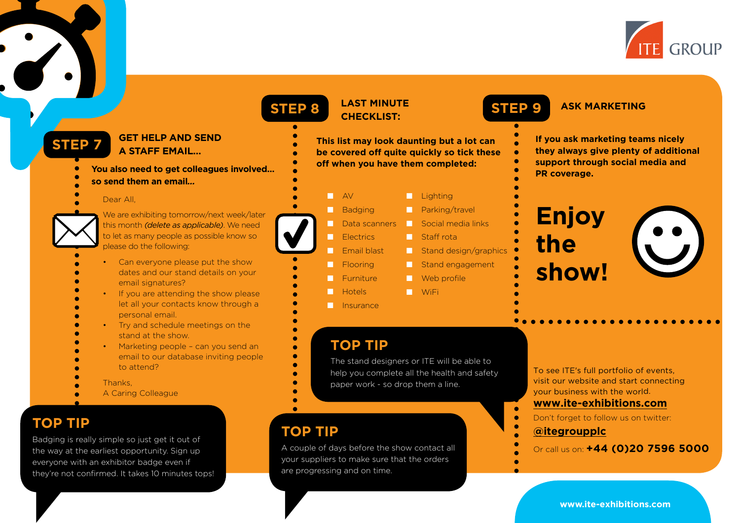## STEP 7 GET HELP AND SEND A STAFF EMAIL...

**You also need to get colleagues involved... so send them an email...**

Dear All,

We are exhibiting tomorrow/next week/later this month *(delete as applicable)*. We need to let as many people as possible know so please do the following:

- Can everyone please put the show dates and our stand details on your email signatures?
- If you are attending the show please let all your contacts know through a personal email.
- Try and schedule meetings on the stand at the show.
- Marketing people – can you send an email to our database inviting people to attend?

Thanks,
A Caring Colleague

### TOP TIP

Badging is really simple so just get it out of the way at the earliest opportunity. Sign up everyone with an exhibitor badge even if they're not confirmed. It takes 10 minutes tops!

## STEP 8 LAST MINUTE CHECKLIST:

**This list may look daunting but a lot can be covered off quite quickly so tick these off when you have them completed:**

- AV
- Badging
- Data scanners
- Electrics
- Email blast
- Flooring
- Furniture
- Hotels
- Insurance
- Lighting
- Parking/travel
- Social media links
- Staff rota
- Stand design/graphics
- Stand engagement
- Web profile
- WiFi

### TOP TIP

The stand designers or ITE will be able to help you complete all the health and safety paper work - so drop them a line.

### TOP TIP

A couple of days before the show contact all your suppliers to make sure that the orders are progressing and on time.

## STEP 9 ASK MARKETING

**If you ask marketing teams nicely they always give plenty of additional support through social media and PR coverage.**

# Enjoy the show!

To see ITE's full portfolio of events, visit our website and start connecting your business with the world.

**www.ite-exhibitions.com**

Don't forget to follow us on twitter:

**@itegroupplc**

Or call us on: **+44 (0)20 7596 5000**

**www.ite-exhibitions.com**